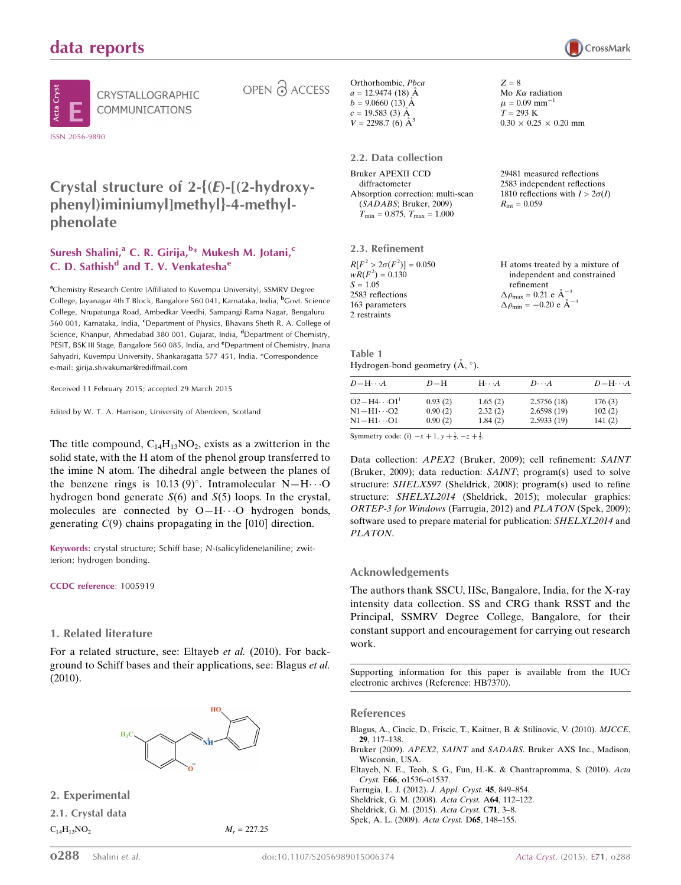# Crystal structure of 2-{(*E*)-[(2-hydroxyphenyl)iminiumyl]methyl}-4-methylphenolate

**Suresh Shalini,[a] C. R. Girija,[b]* Mukesh M. Jotani,[c] C. D. Sathish[d] and T. V. Venkatesha[e]**

[a]Chemistry Research Centre (Affiliated to Kuvempu University), SSMRV Degree College, Jayanagar 4th T Block, Bangalore 560 041, Karnataka, India, [b]Govt. Science College, Nrupatunga Road, Ambedkar Veedhi, Sampangi Rama Nagar, Bengaluru 560 001, Karnataka, India, [c]Department of Physics, Bhavans Sheth R. A. College of Science, Khanpur, Ahmedabad 380 001, Gujarat, India, [d]Department of Chemistry, PESIT, BSK III Stage, Bangalore 560 085, India, and [e]Department of Chemistry, Jnana Sahyadri, Kuvempu University, Shankaragatta 577 451, India. *Correspondence e-mail: girija.shivakumar@rediffmail.com

Received 11 February 2015; accepted 29 March 2015

Edited by W. T. A. Harrison, University of Aberdeen, Scotland

The title compound, $C_{14}H_{13}NO_2$, exists as a zwitterion in the solid state, with the H atom of the phenol group transferred to the imine N atom. The dihedral angle between the planes of the benzene rings is 10.13 (9)°. Intramolecular N—H⋯O hydrogen bond generate *S*(6) and *S*(5) loops. In the crystal, molecules are connected by O—H⋯O hydrogen bonds, generating *C*(9) chains propagating in the [010] direction.

**Keywords:** crystal structure; Schiff base; *N*-(salicylidene)aniline; zwitterion; hydrogen bonding.

**CCDC reference**: 1005919

## 1. Related literature

For a related structure, see: Eltayeb *et al.* (2010). For background to Schiff bases and their applications, see: Blagus *et al.* (2010).

## 2. Experimental

### 2.1. Crystal data

$C_{14}H_{13}NO_2$
$M_r$ = 227.25
Orthorhombic, *Pbca*
*a* = 12.9474 (18) Å
*b* = 9.0660 (13) Å
*c* = 19.583 (3) Å
*V* = 2298.7 (6) Å$^3$
*Z* = 8
Mo *K*α radiation
μ = 0.09 mm$^{-1}$
*T* = 293 K
0.30 × 0.25 × 0.20 mm

### 2.2. Data collection

Bruker APEXII CCD diffractometer
Absorption correction: multi-scan (*SADABS*; Bruker, 2009)
$T_{min}$ = 0.875, $T_{max}$ = 1.000
29481 measured reflections
2583 independent reflections
1810 reflections with $I > 2\sigma(I)$
$R_{int}$ = 0.059

### 2.3. Refinement

$R[F^2 > 2\sigma(F^2)]$ = 0.050
$wR(F^2)$ = 0.130
*S* = 1.05
2583 reflections
163 parameters
2 restraints
H atoms treated by a mixture of independent and constrained refinement
$\Delta\rho_{max}$ = 0.21 e Å$^{-3}$
$\Delta\rho_{min}$ = −0.20 e Å$^{-3}$

**Table 1**
Hydrogen-bond geometry (Å, °).

| *D*—H⋯*A* | *D*—H | H⋯*A* | *D*⋯*A* | *D*—H⋯*A* |
|---|---|---|---|---|
| O2—H4⋯O1[i] | 0.93 (2) | 1.65 (2) | 2.5756 (18) | 176 (3) |
| N1—H1⋯O2 | 0.90 (2) | 2.32 (2) | 2.6598 (19) | 102 (2) |
| N1—H1⋯O1 | 0.90 (2) | 1.84 (2) | 2.5933 (19) | 141 (2) |

Symmetry code: (i) $-x+1, y+\frac{1}{2}, -z+\frac{1}{2}$.

Data collection: *APEX2* (Bruker, 2009); cell refinement: *SAINT* (Bruker, 2009); data reduction: *SAINT*; program(s) used to solve structure: *SHELXS97* (Sheldrick, 2008); program(s) used to refine structure: *SHELXL2014* (Sheldrick, 2015); molecular graphics: *ORTEP-3 for Windows* (Farrugia, 2012) and *PLATON* (Spek, 2009); software used to prepare material for publication: *SHELXL2014* and *PLATON*.

### Acknowledgements

The authors thank SSCU, IISc, Bangalore, India, for the X-ray intensity data collection. SS and CRG thank RSST and the Principal, SSMRV Degree College, Bangalore, for their constant support and encouragement for carrying out research work.

Supporting information for this paper is available from the IUCr electronic archives (Reference: HB7370).

### References

Blagus, A., Cincic, D., Friscic, T., Kaitner, B. & Stilinovic, V. (2010). *MJCCE*, **29**, 117–138.
Bruker (2009). *APEX2*, *SAINT* and *SADABS*. Bruker AXS Inc., Madison, Wisconsin, USA.
Eltayeb, N. E., Teoh, S. G., Fun, H.-K. & Chantrapromma, S. (2010). *Acta Cryst.* E**66**, o1536–o1537.
Farrugia, L. J. (2012). *J. Appl. Cryst.* **45**, 849–854.
Sheldrick, G. M. (2008). *Acta Cryst.* A**64**, 112–122.
Sheldrick, G. M. (2015). *Acta Cryst.* C**71**, 3–8.
Spek, A. L. (2009). *Acta Cryst.* D**65**, 148–155.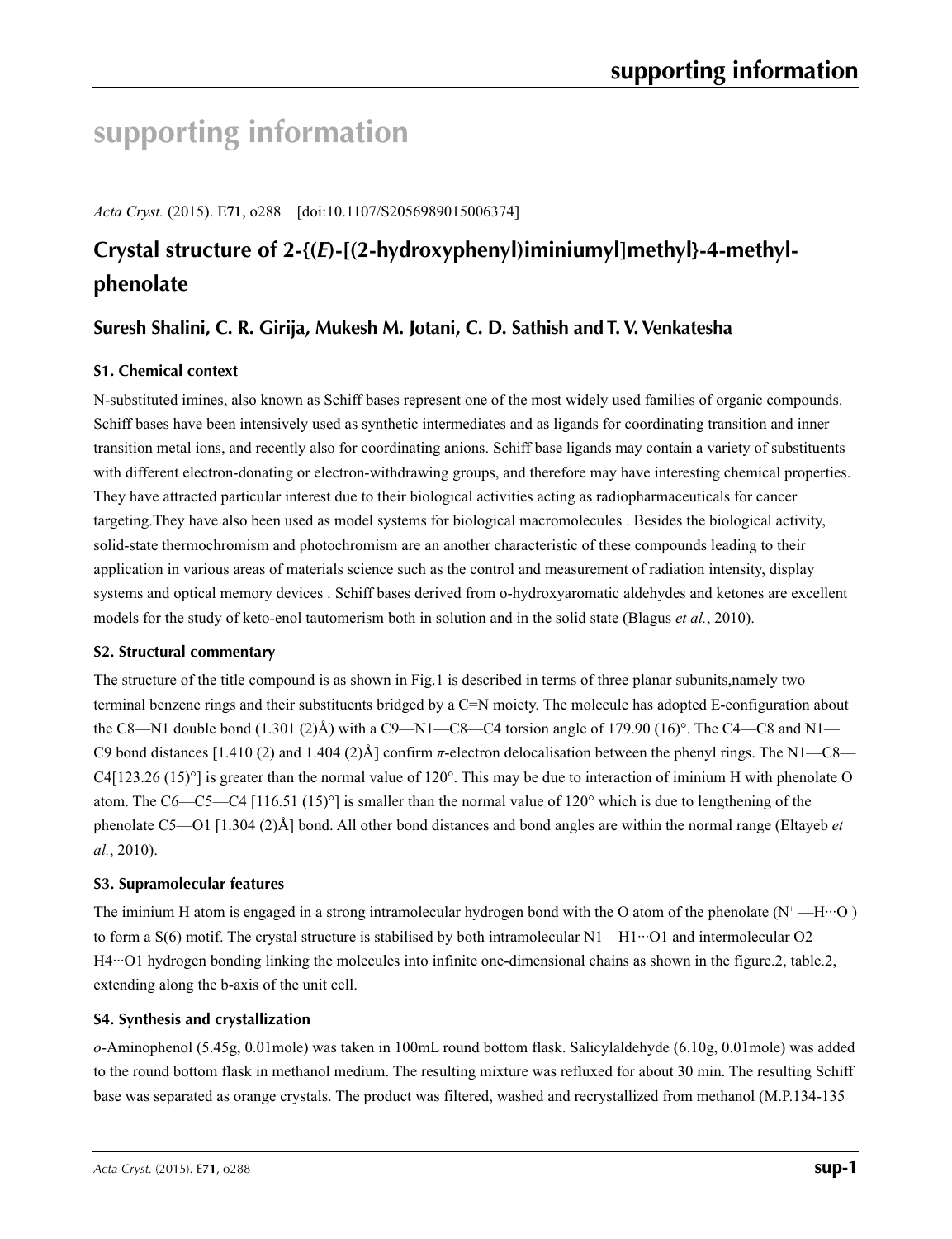# supporting information

*Acta Cryst.* (2015). E**71**, o288 [doi:10.1107/S2056989015006374]

## Crystal structure of 2-{(*E*)-[(2-hydroxyphenyl)iminiumyl]methyl}-4-methylphenolate

### Suresh Shalini, C. R. Girija, Mukesh M. Jotani, C. D. Sathish and T. V. Venkatesha

#### S1. Chemical context

N-substituted imines, also known as Schiff bases represent one of the most widely used families of organic compounds. Schiff bases have been intensively used as synthetic intermediates and as ligands for coordinating transition and inner transition metal ions, and recently also for coordinating anions. Schiff base ligands may contain a variety of substituents with different electron-donating or electron-withdrawing groups, and therefore may have interesting chemical properties. They have attracted particular interest due to their biological activities acting as radiopharmaceuticals for cancer targeting.They have also been used as model systems for biological macromolecules . Besides the biological activity, solid-state thermochromism and photochromism are an another characteristic of these compounds leading to their application in various areas of materials science such as the control and measurement of radiation intensity, display systems and optical memory devices . Schiff bases derived from o-hydroxyaromatic aldehydes and ketones are excellent models for the study of keto-enol tautomerism both in solution and in the solid state (Blagus *et al.*, 2010).

#### S2. Structural commentary

The structure of the title compound is as shown in Fig.1 is described in terms of three planar subunits,namely two terminal benzene rings and their substituents bridged by a C=N moiety. The molecule has adopted E-configuration about the C8—N1 double bond (1.301 (2)Å) with a C9—N1—C8—C4 torsion angle of 179.90 (16)°. The C4—C8 and N1—C9 bond distances [1.410 (2) and 1.404 (2)Å] confirm *π*-electron delocalisation between the phenyl rings. The N1—C8—C4[123.26 (15)°] is greater than the normal value of 120°. This may be due to interaction of iminium H with phenolate O atom. The C6—C5—C4 [116.51 (15)°] is smaller than the normal value of 120° which is due to lengthening of the phenolate C5—O1 [1.304 (2)Å] bond. All other bond distances and bond angles are within the normal range (Eltayeb *et al.*, 2010).

#### S3. Supramolecular features

The iminium H atom is engaged in a strong intramolecular hydrogen bond with the O atom of the phenolate ($N^+$ —H···O ) to form a S(6) motif. The crystal structure is stabilised by both intramolecular N1—H1···O1 and intermolecular O2—H4···O1 hydrogen bonding linking the molecules into infinite one-dimensional chains as shown in the figure.2, table.2, extending along the b-axis of the unit cell.

#### S4. Synthesis and crystallization

*o*-Aminophenol (5.45g, 0.01mole) was taken in 100mL round bottom flask. Salicylaldehyde (6.10g, 0.01mole) was added to the round bottom flask in methanol medium. The resulting mixture was refluxed for about 30 min. The resulting Schiff base was separated as orange crystals. The product was filtered, washed and recrystallized from methanol (M.P.134-135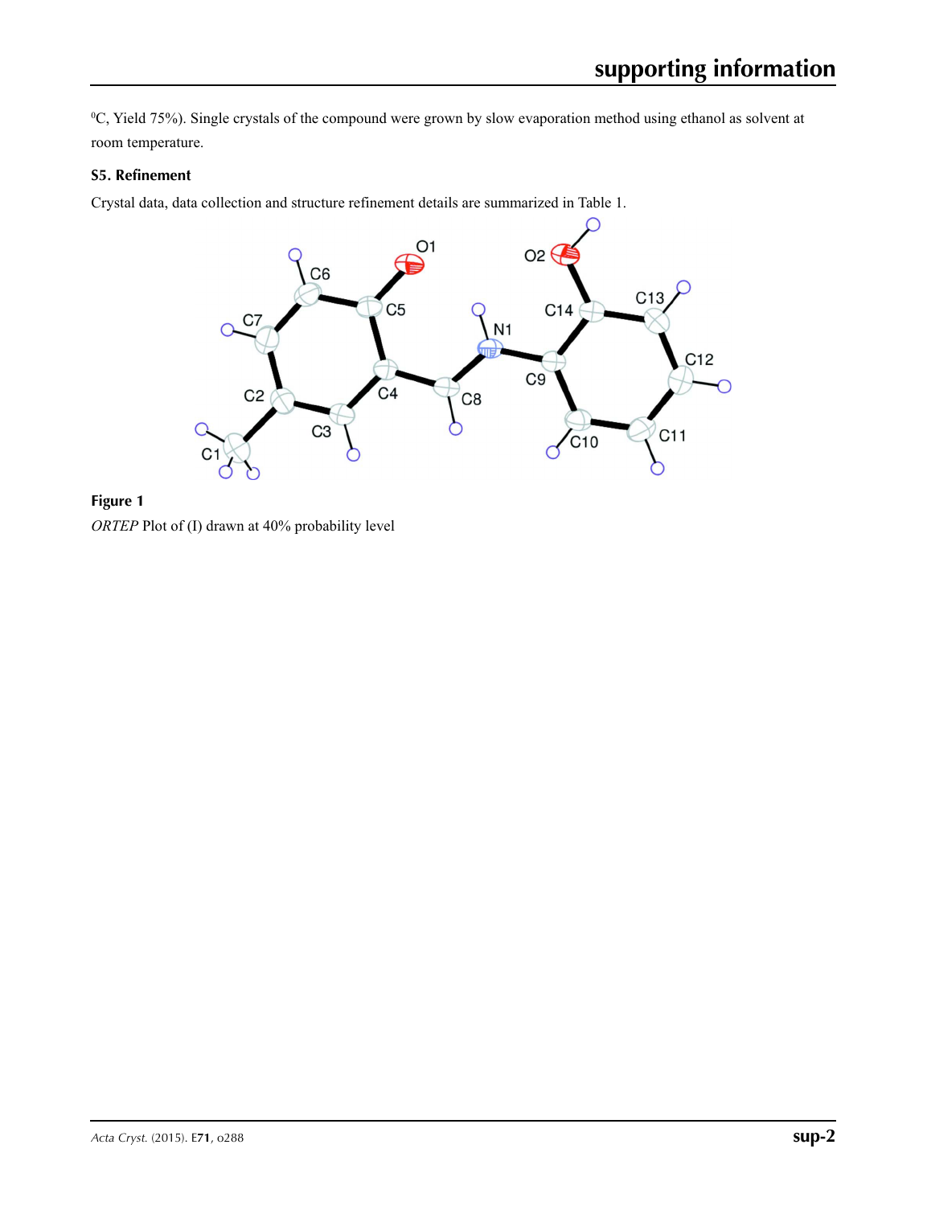⁰C, Yield 75%). Single crystals of the compound were grown by slow evaporation method using ethanol as solvent at room temperature.

### S5. Refinement

Crystal data, data collection and structure refinement details are summarized in Table 1.

**Figure 1**

*ORTEP* Plot of (I) drawn at 40% probability level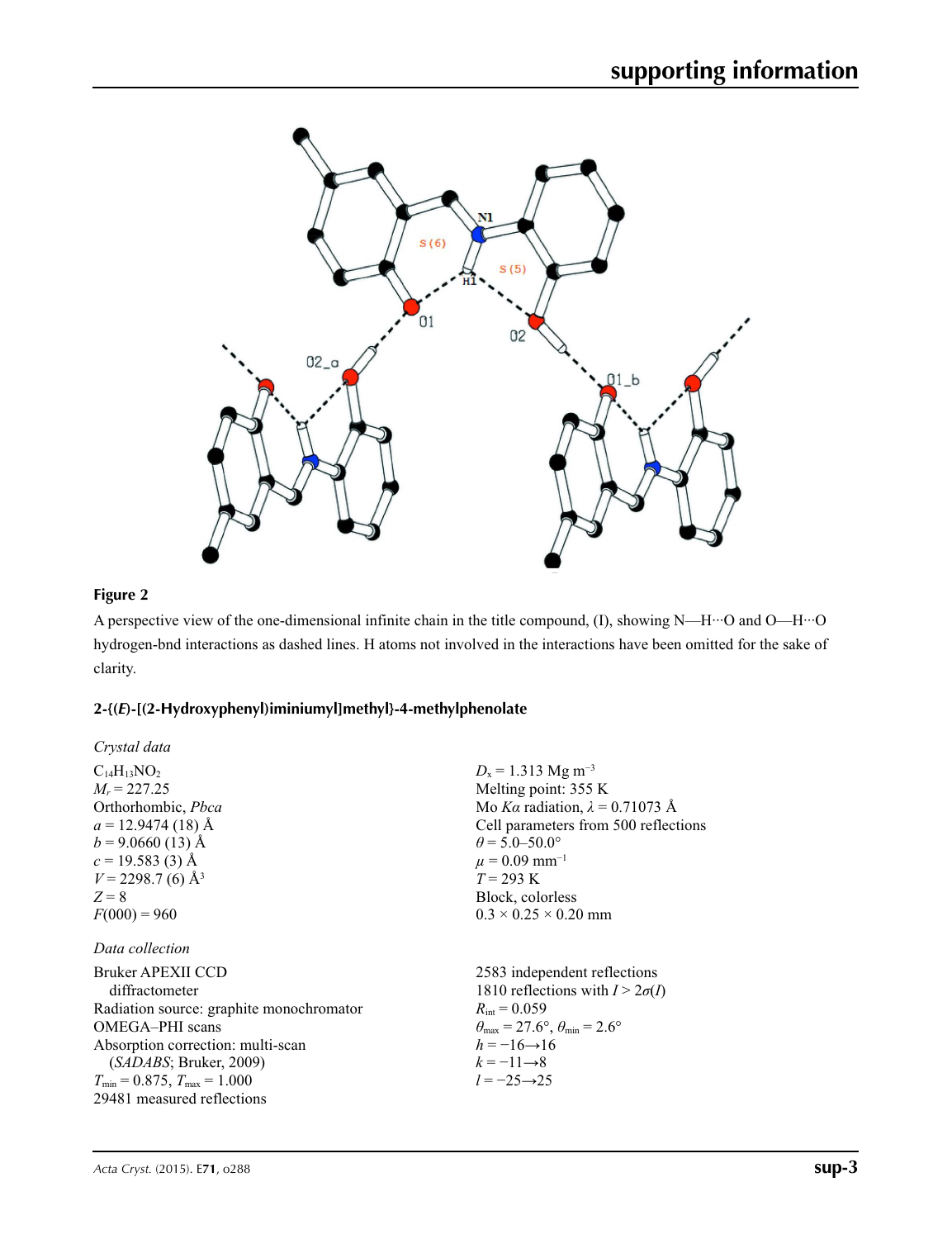**Figure 2**

A perspective view of the one-dimensional infinite chain in the title compound, (I), showing N—H···O and O—H···O hydrogen-bnd interactions as dashed lines. H atoms not involved in the interactions have been omitted for the sake of clarity.

## 2-{(*E*)-[(2-Hydroxyphenyl)iminiumyl]methyl}-4-methylphenolate

### *Crystal data*

$C_{14}H_{13}NO_2$
$M_r = 227.25$
Orthorhombic, *Pbca*
$a = 12.9474$ (18) Å
$b = 9.0660$ (13) Å
$c = 19.583$ (3) Å
$V = 2298.7$ (6) Å$^3$
$Z = 8$
$F(000) = 960$
$D_x = 1.313$ Mg m$^{-3}$
Melting point: 355 K
Mo $K\alpha$ radiation, $\lambda = 0.71073$ Å
Cell parameters from 500 reflections
$\theta = 5.0$–$50.0°$
$\mu = 0.09$ mm$^{-1}$
$T = 293$ K
Block, colorless
0.3 × 0.25 × 0.20 mm

### *Data collection*

Bruker APEXII CCD diffractometer
Radiation source: graphite monochromator
OMEGA–PHI scans
Absorption correction: multi-scan (*SADABS*; Bruker, 2009)
$T_{min} = 0.875$, $T_{max} = 1.000$
29481 measured reflections
2583 independent reflections
1810 reflections with $I > 2\sigma(I)$
$R_{int} = 0.059$
$\theta_{max} = 27.6°$, $\theta_{min} = 2.6°$
$h = -16 \rightarrow 16$
$k = -11 \rightarrow 8$
$l = -25 \rightarrow 25$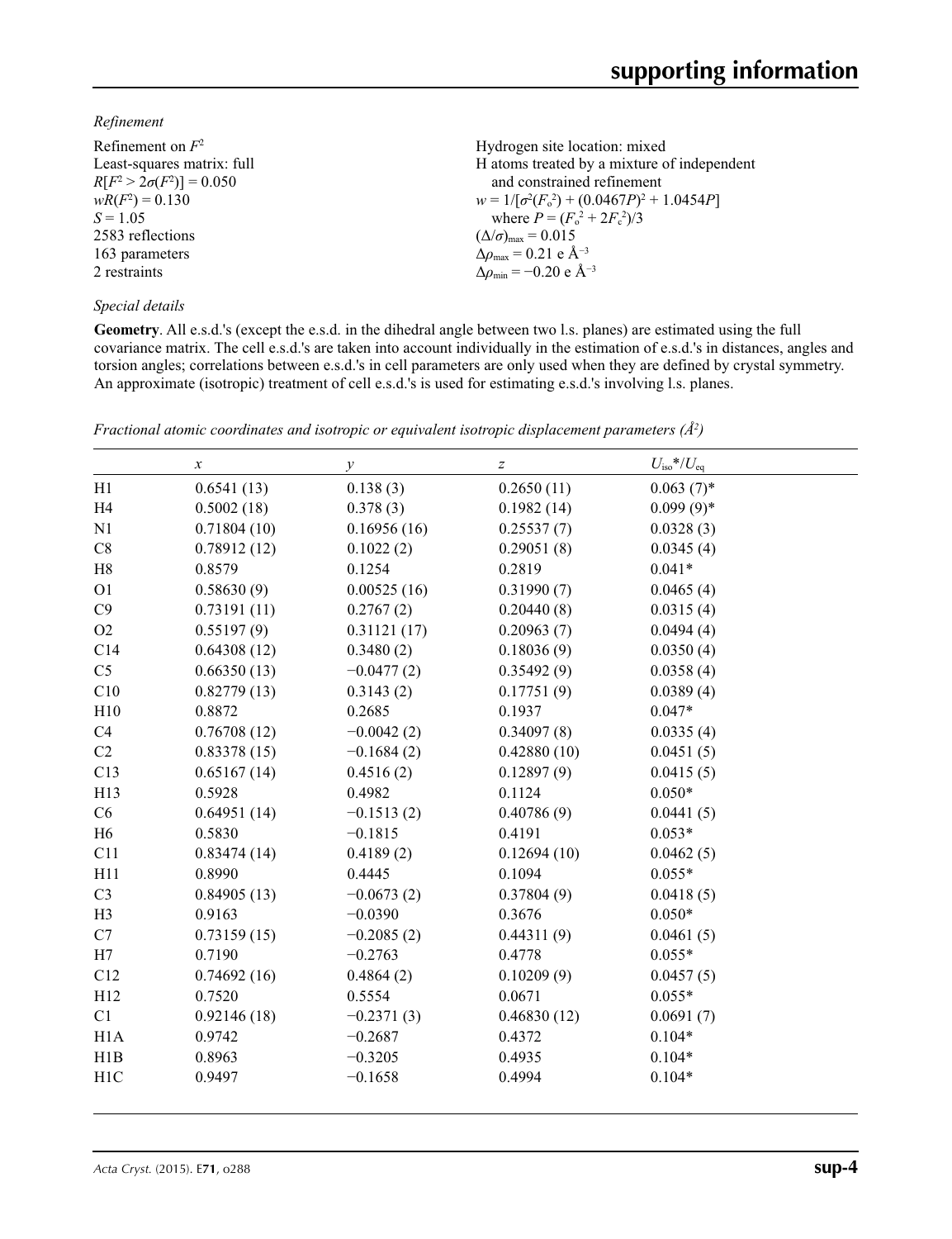*Refinement*

Refinement on $F^2$
Least-squares matrix: full
$R[F^2 > 2\sigma(F^2)] = 0.050$
$wR(F^2) = 0.130$
$S = 1.05$
2583 reflections
163 parameters
2 restraints

Hydrogen site location: mixed
H atoms treated by a mixture of independent and constrained refinement
$w = 1/[\sigma^2(F_o^2) + (0.0467P)^2 + 1.0454P]$
where $P = (F_o^2 + 2F_c^2)/3$
$(\Delta/\sigma)_{max} = 0.015$
$\Delta\rho_{max} = 0.21$ e Å$^{-3}$
$\Delta\rho_{min} = -0.20$ e Å$^{-3}$

*Special details*

**Geometry**. All e.s.d.'s (except the e.s.d. in the dihedral angle between two l.s. planes) are estimated using the full covariance matrix. The cell e.s.d.'s are taken into account individually in the estimation of e.s.d.'s in distances, angles and torsion angles; correlations between e.s.d.'s in cell parameters are only used when they are defined by crystal symmetry. An approximate (isotropic) treatment of cell e.s.d.'s is used for estimating e.s.d.'s involving l.s. planes.

*Fractional atomic coordinates and isotropic or equivalent isotropic displacement parameters (Å$^2$)*

| | $x$ | $y$ | $z$ | $U_{iso}$*/$U_{eq}$ |
|---|---|---|---|---|
| H1 | 0.6541 (13) | 0.138 (3) | 0.2650 (11) | 0.063 (7)* |
| H4 | 0.5002 (18) | 0.378 (3) | 0.1982 (14) | 0.099 (9)* |
| N1 | 0.71804 (10) | 0.16956 (16) | 0.25537 (7) | 0.0328 (3) |
| C8 | 0.78912 (12) | 0.1022 (2) | 0.29051 (8) | 0.0345 (4) |
| H8 | 0.8579 | 0.1254 | 0.2819 | 0.041* |
| O1 | 0.58630 (9) | 0.00525 (16) | 0.31990 (7) | 0.0465 (4) |
| C9 | 0.73191 (11) | 0.2767 (2) | 0.20440 (8) | 0.0315 (4) |
| O2 | 0.55197 (9) | 0.31121 (17) | 0.20963 (7) | 0.0494 (4) |
| C14 | 0.64308 (12) | 0.3480 (2) | 0.18036 (9) | 0.0350 (4) |
| C5 | 0.66350 (13) | −0.0477 (2) | 0.35492 (9) | 0.0358 (4) |
| C10 | 0.82779 (13) | 0.3143 (2) | 0.17751 (9) | 0.0389 (4) |
| H10 | 0.8872 | 0.2685 | 0.1937 | 0.047* |
| C4 | 0.76708 (12) | −0.0042 (2) | 0.34097 (8) | 0.0335 (4) |
| C2 | 0.83378 (15) | −0.1684 (2) | 0.42880 (10) | 0.0451 (5) |
| C13 | 0.65167 (14) | 0.4516 (2) | 0.12897 (9) | 0.0415 (5) |
| H13 | 0.5928 | 0.4982 | 0.1124 | 0.050* |
| C6 | 0.64951 (14) | −0.1513 (2) | 0.40786 (9) | 0.0441 (5) |
| H6 | 0.5830 | −0.1815 | 0.4191 | 0.053* |
| C11 | 0.83474 (14) | 0.4189 (2) | 0.12694 (10) | 0.0462 (5) |
| H11 | 0.8990 | 0.4445 | 0.1094 | 0.055* |
| C3 | 0.84905 (13) | −0.0673 (2) | 0.37804 (9) | 0.0418 (5) |
| H3 | 0.9163 | −0.0390 | 0.3676 | 0.050* |
| C7 | 0.73159 (15) | −0.2085 (2) | 0.44311 (9) | 0.0461 (5) |
| H7 | 0.7190 | −0.2763 | 0.4778 | 0.055* |
| C12 | 0.74692 (16) | 0.4864 (2) | 0.10209 (9) | 0.0457 (5) |
| H12 | 0.7520 | 0.5554 | 0.0671 | 0.055* |
| C1 | 0.92146 (18) | −0.2371 (3) | 0.46830 (12) | 0.0691 (7) |
| H1A | 0.9742 | −0.2687 | 0.4372 | 0.104* |
| H1B | 0.8963 | −0.3205 | 0.4935 | 0.104* |
| H1C | 0.9497 | −0.1658 | 0.4994 | 0.104* |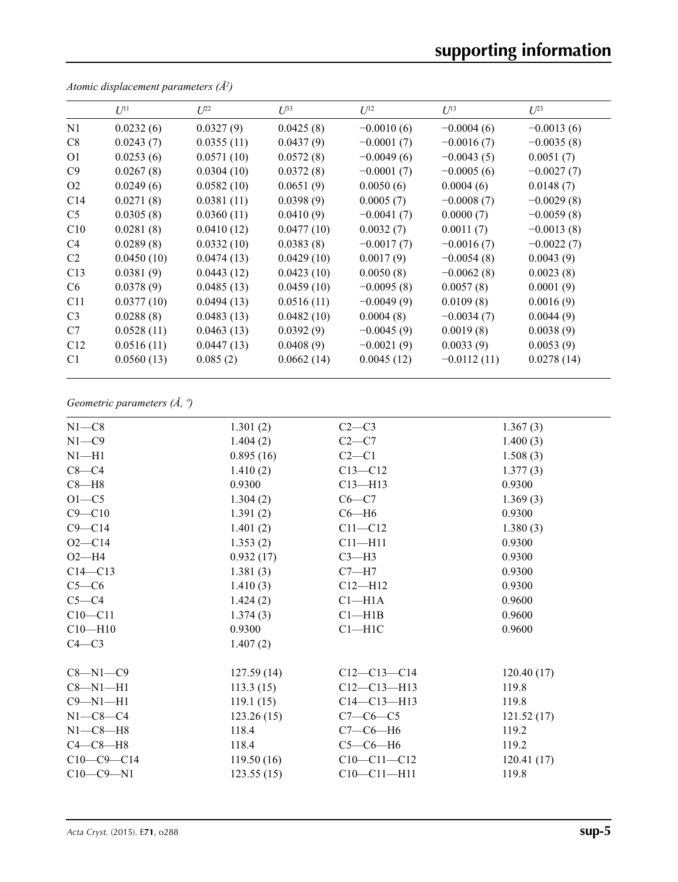*Atomic displacement parameters (Å²)*

| | $U^{11}$ | $U^{22}$ | $U^{33}$ | $U^{12}$ | $U^{13}$ | $U^{23}$ |
|---|---|---|---|---|---|---|
| N1 | 0.0232 (6) | 0.0327 (9) | 0.0425 (8) | −0.0010 (6) | −0.0004 (6) | −0.0013 (6) |
| C8 | 0.0243 (7) | 0.0355 (11) | 0.0437 (9) | −0.0001 (7) | −0.0016 (7) | −0.0035 (8) |
| O1 | 0.0253 (6) | 0.0571 (10) | 0.0572 (8) | −0.0049 (6) | −0.0043 (5) | 0.0051 (7) |
| C9 | 0.0267 (8) | 0.0304 (10) | 0.0372 (8) | −0.0001 (7) | −0.0005 (6) | −0.0027 (7) |
| O2 | 0.0249 (6) | 0.0582 (10) | 0.0651 (9) | 0.0050 (6) | 0.0004 (6) | 0.0148 (7) |
| C14 | 0.0271 (8) | 0.0381 (11) | 0.0398 (9) | 0.0005 (7) | −0.0008 (7) | −0.0029 (8) |
| C5 | 0.0305 (8) | 0.0360 (11) | 0.0410 (9) | −0.0041 (7) | 0.0000 (7) | −0.0059 (8) |
| C10 | 0.0281 (8) | 0.0410 (12) | 0.0477 (10) | 0.0032 (7) | 0.0011 (7) | −0.0013 (8) |
| C4 | 0.0289 (8) | 0.0332 (10) | 0.0383 (8) | −0.0017 (7) | −0.0016 (7) | −0.0022 (7) |
| C2 | 0.0450 (10) | 0.0474 (13) | 0.0429 (10) | 0.0017 (9) | −0.0054 (8) | 0.0043 (9) |
| C13 | 0.0381 (9) | 0.0443 (12) | 0.0423 (10) | 0.0050 (8) | −0.0062 (8) | 0.0023 (8) |
| C6 | 0.0378 (9) | 0.0485 (13) | 0.0459 (10) | −0.0095 (8) | 0.0057 (8) | 0.0001 (9) |
| C11 | 0.0377 (10) | 0.0494 (13) | 0.0516 (11) | −0.0049 (9) | 0.0109 (8) | 0.0016 (9) |
| C3 | 0.0288 (8) | 0.0483 (13) | 0.0482 (10) | 0.0004 (8) | −0.0034 (7) | 0.0044 (9) |
| C7 | 0.0528 (11) | 0.0463 (13) | 0.0392 (9) | −0.0045 (9) | 0.0019 (8) | 0.0038 (9) |
| C12 | 0.0516 (11) | 0.0447 (13) | 0.0408 (9) | −0.0021 (9) | 0.0033 (9) | 0.0053 (9) |
| C1 | 0.0560 (13) | 0.085 (2) | 0.0662 (14) | 0.0045 (12) | −0.0112 (11) | 0.0278 (14) |

*Geometric parameters (Å, º)*

| | | | |
|---|---|---|---|
| N1—C8 | 1.301 (2) | C2—C3 | 1.367 (3) |
| N1—C9 | 1.404 (2) | C2—C7 | 1.400 (3) |
| N1—H1 | 0.895 (16) | C2—C1 | 1.508 (3) |
| C8—C4 | 1.410 (2) | C13—C12 | 1.377 (3) |
| C8—H8 | 0.9300 | C13—H13 | 0.9300 |
| O1—C5 | 1.304 (2) | C6—C7 | 1.369 (3) |
| C9—C10 | 1.391 (2) | C6—H6 | 0.9300 |
| C9—C14 | 1.401 (2) | C11—C12 | 1.380 (3) |
| O2—C14 | 1.353 (2) | C11—H11 | 0.9300 |
| O2—H4 | 0.932 (17) | C3—H3 | 0.9300 |
| C14—C13 | 1.381 (3) | C7—H7 | 0.9300 |
| C5—C6 | 1.410 (3) | C12—H12 | 0.9300 |
| C5—C4 | 1.424 (2) | C1—H1A | 0.9600 |
| C10—C11 | 1.374 (3) | C1—H1B | 0.9600 |
| C10—H10 | 0.9300 | C1—H1C | 0.9600 |
| C4—C3 | 1.407 (2) | | |
| | | | |
| C8—N1—C9 | 127.59 (14) | C12—C13—C14 | 120.40 (17) |
| C8—N1—H1 | 113.3 (15) | C12—C13—H13 | 119.8 |
| C9—N1—H1 | 119.1 (15) | C14—C13—H13 | 119.8 |
| N1—C8—C4 | 123.26 (15) | C7—C6—C5 | 121.52 (17) |
| N1—C8—H8 | 118.4 | C7—C6—H6 | 119.2 |
| C4—C8—H8 | 118.4 | C5—C6—H6 | 119.2 |
| C10—C9—C14 | 119.50 (16) | C10—C11—C12 | 120.41 (17) |
| C10—C9—N1 | 123.55 (15) | C10—C11—H11 | 119.8 |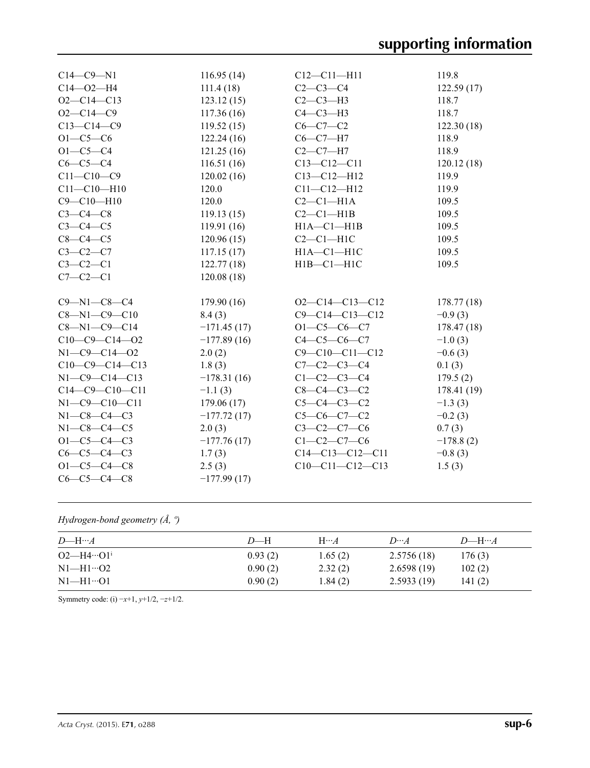| | | | |
|---|---|---|---|
| C14—C9—N1 | 116.95 (14) | C12—C11—H11 | 119.8 |
| C14—O2—H4 | 111.4 (18) | C2—C3—C4 | 122.59 (17) |
| O2—C14—C13 | 123.12 (15) | C2—C3—H3 | 118.7 |
| O2—C14—C9 | 117.36 (16) | C4—C3—H3 | 118.7 |
| C13—C14—C9 | 119.52 (15) | C6—C7—C2 | 122.30 (18) |
| O1—C5—C6 | 122.24 (16) | C6—C7—H7 | 118.9 |
| O1—C5—C4 | 121.25 (16) | C2—C7—H7 | 118.9 |
| C6—C5—C4 | 116.51 (16) | C13—C12—C11 | 120.12 (18) |
| C11—C10—C9 | 120.02 (16) | C13—C12—H12 | 119.9 |
| C11—C10—H10 | 120.0 | C11—C12—H12 | 119.9 |
| C9—C10—H10 | 120.0 | C2—C1—H1A | 109.5 |
| C3—C4—C8 | 119.13 (15) | C2—C1—H1B | 109.5 |
| C3—C4—C5 | 119.91 (16) | H1A—C1—H1B | 109.5 |
| C8—C4—C5 | 120.96 (15) | C2—C1—H1C | 109.5 |
| C3—C2—C7 | 117.15 (17) | H1A—C1—H1C | 109.5 |
| C3—C2—C1 | 122.77 (18) | H1B—C1—H1C | 109.5 |
| C7—C2—C1 | 120.08 (18) | | |
| | | | |
| C9—N1—C8—C4 | 179.90 (16) | O2—C14—C13—C12 | 178.77 (18) |
| C8—N1—C9—C10 | 8.4 (3) | C9—C14—C13—C12 | −0.9 (3) |
| C8—N1—C9—C14 | −171.45 (17) | O1—C5—C6—C7 | 178.47 (18) |
| C10—C9—C14—O2 | −177.89 (16) | C4—C5—C6—C7 | −1.0 (3) |
| N1—C9—C14—O2 | 2.0 (2) | C9—C10—C11—C12 | −0.6 (3) |
| C10—C9—C14—C13 | 1.8 (3) | C7—C2—C3—C4 | 0.1 (3) |
| N1—C9—C14—C13 | −178.31 (16) | C1—C2—C3—C4 | 179.5 (2) |
| C14—C9—C10—C11 | −1.1 (3) | C8—C4—C3—C2 | 178.41 (19) |
| N1—C9—C10—C11 | 179.06 (17) | C5—C4—C3—C2 | −1.3 (3) |
| N1—C8—C4—C3 | −177.72 (17) | C5—C6—C7—C2 | −0.2 (3) |
| N1—C8—C4—C5 | 2.0 (3) | C3—C2—C7—C6 | 0.7 (3) |
| O1—C5—C4—C3 | −177.76 (17) | C1—C2—C7—C6 | −178.8 (2) |
| C6—C5—C4—C3 | 1.7 (3) | C14—C13—C12—C11 | −0.8 (3) |
| O1—C5—C4—C8 | 2.5 (3) | C10—C11—C12—C13 | 1.5 (3) |
| C6—C5—C4—C8 | −177.99 (17) | | |

*Hydrogen-bond geometry (Å, º)*

| *D*—H···*A* | *D*—H | H···*A* | *D*···*A* | *D*—H···*A* |
|---|---|---|---|---|
| O2—H4···O1[i] | 0.93 (2) | 1.65 (2) | 2.5756 (18) | 176 (3) |
| N1—H1···O2 | 0.90 (2) | 2.32 (2) | 2.6598 (19) | 102 (2) |
| N1—H1···O1 | 0.90 (2) | 1.84 (2) | 2.5933 (19) | 141 (2) |

Symmetry code: (i) −*x*+1, *y*+1/2, −*z*+1/2.